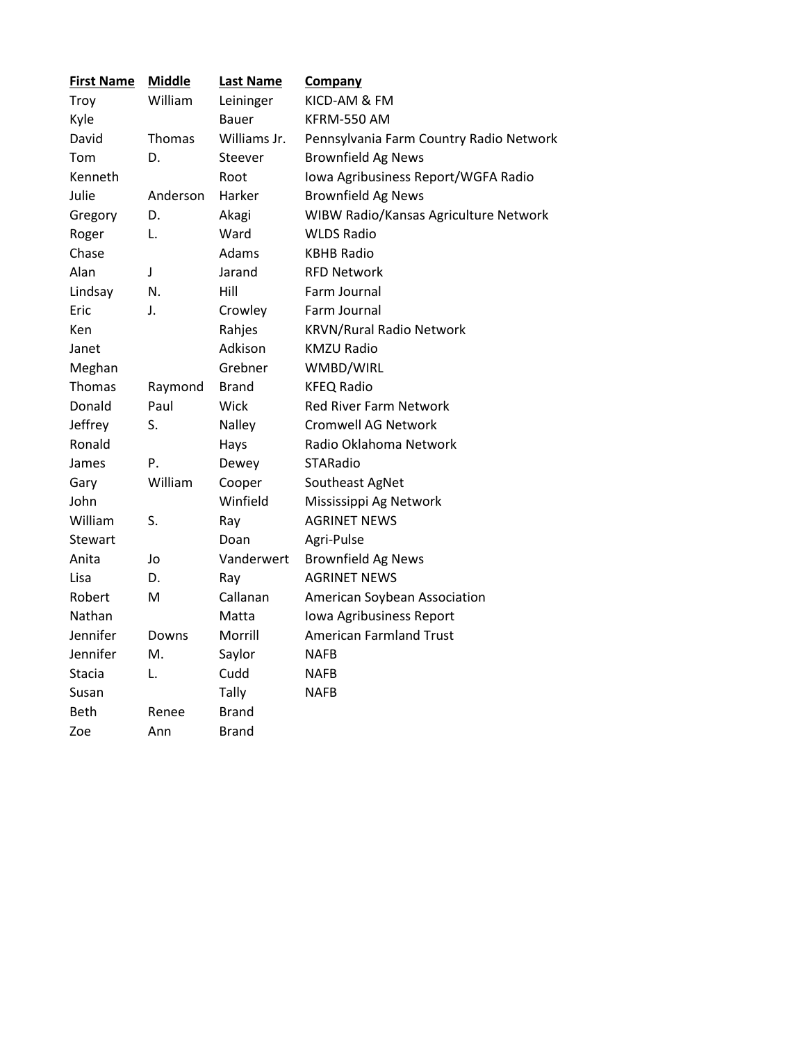| First Name | Middle | Last Name | Company |
| --- | --- | --- | --- |
| Troy | William | Leininger | KICD-AM & FM |
| Kyle | | Bauer | KFRM-550 AM |
| David | Thomas | Williams Jr. | Pennsylvania Farm Country Radio Network |
| Tom | D. | Steever | Brownfield Ag News |
| Kenneth | | Root | Iowa Agribusiness Report/WGFA Radio |
| Julie | Anderson | Harker | Brownfield Ag News |
| Gregory | D. | Akagi | WIBW Radio/Kansas Agriculture Network |
| Roger | L. | Ward | WLDS Radio |
| Chase | | Adams | KBHB Radio |
| Alan | J | Jarand | RFD Network |
| Lindsay | N. | Hill | Farm Journal |
| Eric | J. | Crowley | Farm Journal |
| Ken | | Rahjes | KRVN/Rural Radio Network |
| Janet | | Adkison | KMZU Radio |
| Meghan | | Grebner | WMBD/WIRL |
| Thomas | Raymond | Brand | KFEQ Radio |
| Donald | Paul | Wick | Red River Farm Network |
| Jeffrey | S. | Nalley | Cromwell AG Network |
| Ronald | | Hays | Radio Oklahoma Network |
| James | P. | Dewey | STARadio |
| Gary | William | Cooper | Southeast AgNet |
| John | | Winfield | Mississippi Ag Network |
| William | S. | Ray | AGRINET NEWS |
| Stewart | | Doan | Agri-Pulse |
| Anita | Jo | Vanderwert | Brownfield Ag News |
| Lisa | D. | Ray | AGRINET NEWS |
| Robert | M | Callanan | American Soybean Association |
| Nathan | | Matta | Iowa Agribusiness Report |
| Jennifer | Downs | Morrill | American Farmland Trust |
| Jennifer | M. | Saylor | NAFB |
| Stacia | L. | Cudd | NAFB |
| Susan | | Tally | NAFB |
| Beth | Renee | Brand | |
| Zoe | Ann | Brand | |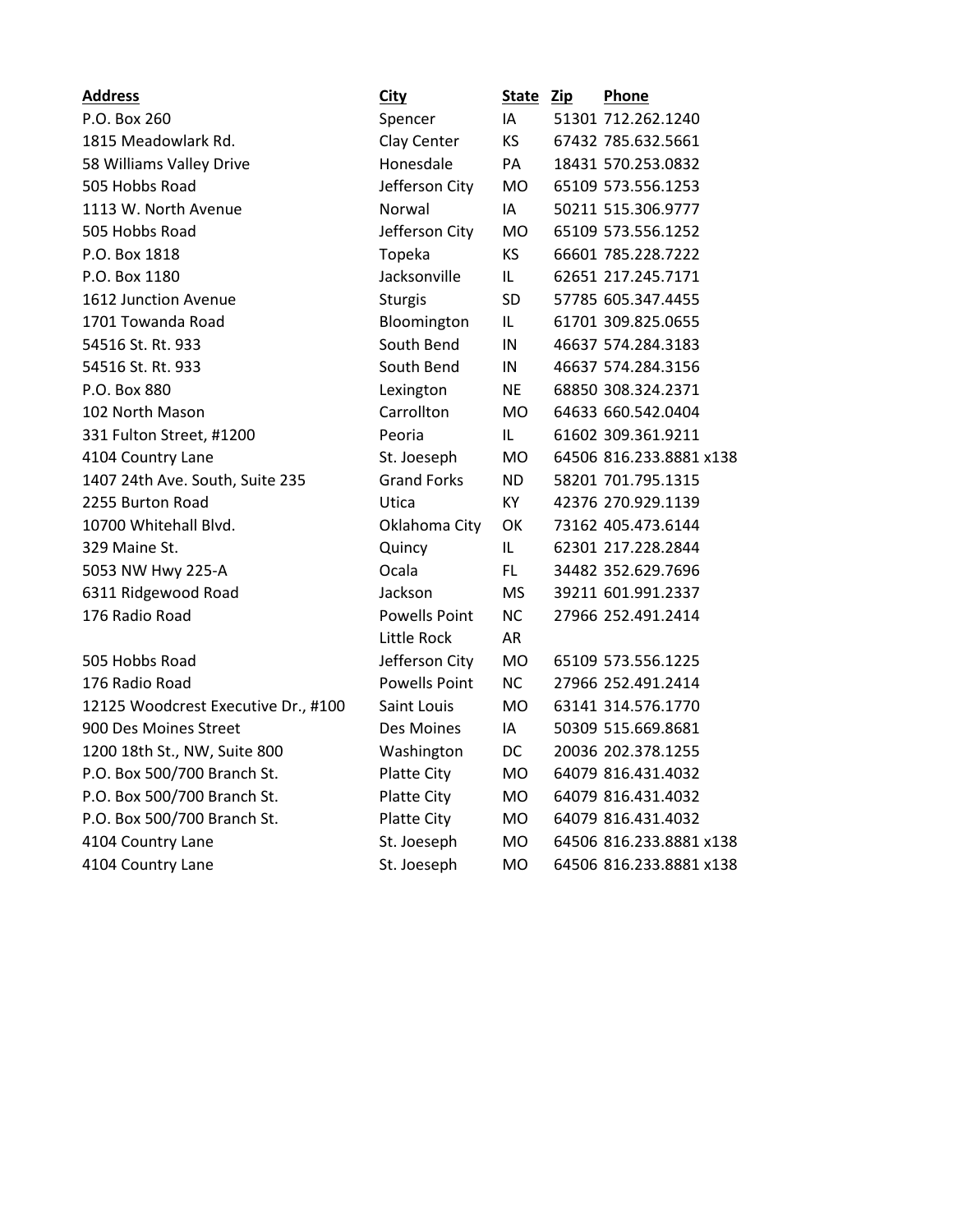| Address | City | State | Zip | Phone |
|---|---|---|---|---|
| P.O. Box 260 | Spencer | IA | 51301 | 712.262.1240 |
| 1815 Meadowlark Rd. | Clay Center | KS | 67432 | 785.632.5661 |
| 58 Williams Valley Drive | Honesdale | PA | 18431 | 570.253.0832 |
| 505 Hobbs Road | Jefferson City | MO | 65109 | 573.556.1253 |
| 1113 W. North Avenue | Norwal | IA | 50211 | 515.306.9777 |
| 505 Hobbs Road | Jefferson City | MO | 65109 | 573.556.1252 |
| P.O. Box 1818 | Topeka | KS | 66601 | 785.228.7222 |
| P.O. Box 1180 | Jacksonville | IL | 62651 | 217.245.7171 |
| 1612 Junction Avenue | Sturgis | SD | 57785 | 605.347.4455 |
| 1701 Towanda Road | Bloomington | IL | 61701 | 309.825.0655 |
| 54516 St. Rt. 933 | South Bend | IN | 46637 | 574.284.3183 |
| 54516 St. Rt. 933 | South Bend | IN | 46637 | 574.284.3156 |
| P.O. Box 880 | Lexington | NE | 68850 | 308.324.2371 |
| 102 North Mason | Carrollton | MO | 64633 | 660.542.0404 |
| 331 Fulton Street, #1200 | Peoria | IL | 61602 | 309.361.9211 |
| 4104 Country Lane | St. Joeseph | MO | 64506 | 816.233.8881 x138 |
| 1407 24th Ave. South, Suite 235 | Grand Forks | ND | 58201 | 701.795.1315 |
| 2255 Burton Road | Utica | KY | 42376 | 270.929.1139 |
| 10700 Whitehall Blvd. | Oklahoma City | OK | 73162 | 405.473.6144 |
| 329 Maine St. | Quincy | IL | 62301 | 217.228.2844 |
| 5053 NW Hwy 225-A | Ocala | FL | 34482 | 352.629.7696 |
| 6311 Ridgewood Road | Jackson | MS | 39211 | 601.991.2337 |
| 176 Radio Road | Powells Point | NC | 27966 | 252.491.2414 |
| | Little Rock | AR | | |
| 505 Hobbs Road | Jefferson City | MO | 65109 | 573.556.1225 |
| 176 Radio Road | Powells Point | NC | 27966 | 252.491.2414 |
| 12125 Woodcrest Executive Dr., #100 | Saint Louis | MO | 63141 | 314.576.1770 |
| 900 Des Moines Street | Des Moines | IA | 50309 | 515.669.8681 |
| 1200 18th St., NW, Suite 800 | Washington | DC | 20036 | 202.378.1255 |
| P.O. Box 500/700 Branch St. | Platte City | MO | 64079 | 816.431.4032 |
| P.O. Box 500/700 Branch St. | Platte City | MO | 64079 | 816.431.4032 |
| P.O. Box 500/700 Branch St. | Platte City | MO | 64079 | 816.431.4032 |
| 4104 Country Lane | St. Joeseph | MO | 64506 | 816.233.8881 x138 |
| 4104 Country Lane | St. Joeseph | MO | 64506 | 816.233.8881 x138 |